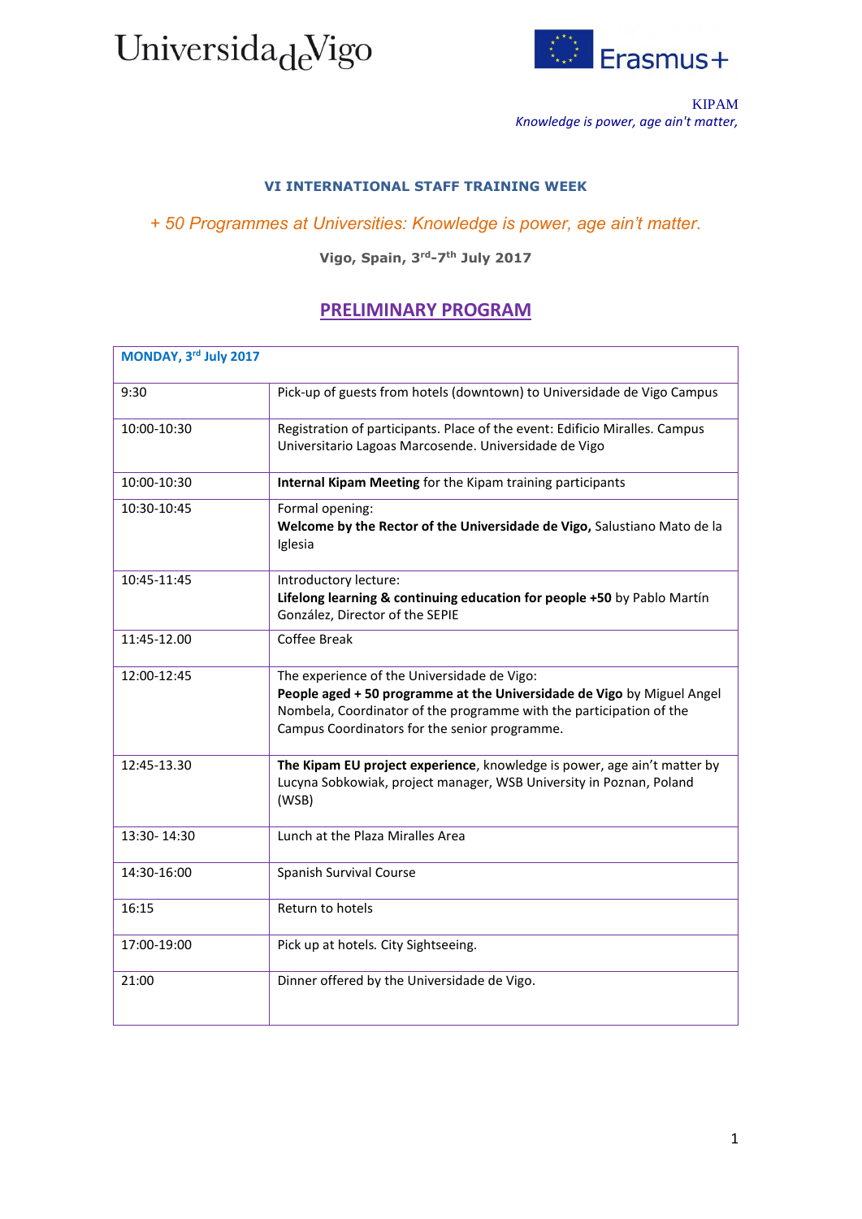Universidade Vigo

Erasmus+

KIPAM
*Knowledge is power, age ain't matter,*

**VI INTERNATIONAL STAFF TRAINING WEEK**

*+ 50 Programmes at Universities: Knowledge is power, age ain't matter.*

**Vigo, Spain, 3rd-7th July 2017**

# PRELIMINARY PROGRAM

| **MONDAY, 3rd July 2017** | |
|---|---|
| 9:30 | Pick-up of guests from hotels (downtown) to Universidade de Vigo Campus |
| 10:00-10:30 | Registration of participants. Place of the event: Edificio Miralles. Campus Universitario Lagoas Marcosende. Universidade de Vigo |
| 10:00-10:30 | **Internal Kipam Meeting** for the Kipam training participants |
| 10:30-10:45 | Formal opening: **Welcome by the Rector of the Universidade de Vigo,** Salustiano Mato de la Iglesia |
| 10:45-11:45 | Introductory lecture: **Lifelong learning & continuing education for people +50** by Pablo Martín González, Director of the SEPIE |
| 11:45-12.00 | Coffee Break |
| 12:00-12:45 | The experience of the Universidade de Vigo: **People aged + 50 programme at the Universidade de Vigo** by Miguel Angel Nombela, Coordinator of the programme with the participation of the Campus Coordinators for the senior programme. |
| 12:45-13.30 | **The Kipam EU project experience**, knowledge is power, age ain't matter by Lucyna Sobkowiak, project manager, WSB University in Poznan, Poland (WSB) |
| 13:30- 14:30 | Lunch at the Plaza Miralles Area |
| 14:30-16:00 | Spanish Survival Course |
| 16:15 | Return to hotels |
| 17:00-19:00 | Pick up at hotels. City Sightseeing. |
| 21:00 | Dinner offered by the Universidade de Vigo. |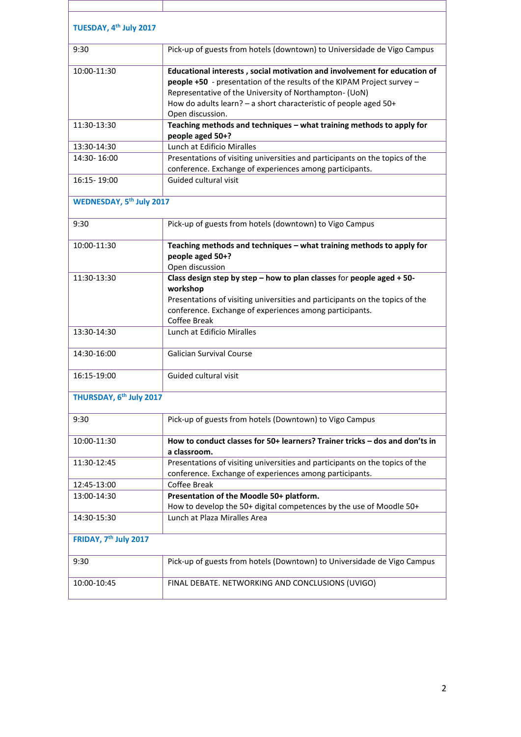| | |
|---|---|
| **TUESDAY, 4th July 2017** | |
| 9:30 | Pick-up of guests from hotels (downtown) to Universidade de Vigo Campus |
| 10:00-11:30 | **Educational interests , social motivation and involvement for education of people +50** - presentation of the results of the KIPAM Project survey – Representative of the University of Northampton- (UoN)<br>How do adults learn? – a short characteristic of people aged 50+<br>Open discussion. |
| 11:30-13:30 | **Teaching methods and techniques – what training methods to apply for people aged 50+?** |
| 13:30-14:30 | Lunch at Edificio Miralles |
| 14:30- 16:00 | Presentations of visiting universities and participants on the topics of the conference. Exchange of experiences among participants. |
| 16:15- 19:00 | Guided cultural visit |
| **WEDNESDAY, 5th July 2017** | |
| 9:30 | Pick-up of guests from hotels (downtown) to Vigo Campus |
| 10:00-11:30 | **Teaching methods and techniques – what training methods to apply for people aged 50+?**<br>Open discussion |
| 11:30-13:30 | **Class design step by step – how to plan classes** for **people aged + 50- workshop**<br>Presentations of visiting universities and participants on the topics of the conference. Exchange of experiences among participants.<br>Coffee Break |
| 13:30-14:30 | Lunch at Edificio Miralles |
| 14:30-16:00 | Galician Survival Course |
| 16:15-19:00 | Guided cultural visit |
| **THURSDAY, 6th July 2017** | |
| 9:30 | Pick-up of guests from hotels (Downtown) to Vigo Campus |
| 10:00-11:30 | **How to conduct classes for 50+ learners? Trainer tricks – dos and don'ts in a classroom.** |
| 11:30-12:45 | Presentations of visiting universities and participants on the topics of the conference. Exchange of experiences among participants. |
| 12:45-13:00 | Coffee Break |
| 13:00-14:30 | **Presentation of the Moodle 50+ platform.**<br>How to develop the 50+ digital competences by the use of Moodle 50+ |
| 14:30-15:30 | Lunch at Plaza Miralles Area |
| **FRIDAY, 7th July 2017** | |
| 9:30 | Pick-up of guests from hotels (Downtown) to Universidade de Vigo Campus |
| 10:00-10:45 | FINAL DEBATE. NETWORKING AND CONCLUSIONS (UVIGO) |